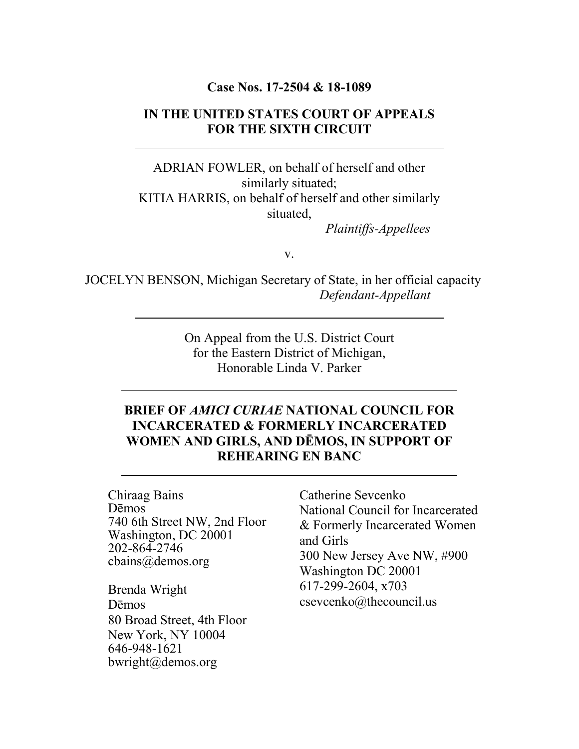**Case Nos. 17-2504 & 18-1089**

**IN THE UNITED STATES COURT OF APPEALS FOR THE SIXTH CIRCUIT**

---

ADRIAN FOWLER, on behalf of herself and other similarly situated;
KITIA HARRIS, on behalf of herself and other similarly situated,

*Plaintiffs-Appellees*

v.

JOCELYN BENSON, Michigan Secretary of State, in her official capacity

*Defendant-Appellant*

---

On Appeal from the U.S. District Court
for the Eastern District of Michigan,
Honorable Linda V. Parker

---

**BRIEF OF *AMICI CURIAE* NATIONAL COUNCIL FOR INCARCERATED & FORMERLY INCARCERATED WOMEN AND GIRLS, AND DĒMOS, IN SUPPORT OF REHEARING EN BANC**

---

Chiraag Bains
Dēmos
740 6th Street NW, 2nd Floor
Washington, DC 20001
202-864-2746
cbains@demos.org

Brenda Wright
Dēmos
80 Broad Street, 4th Floor
New York, NY 10004
646-948-1621
bwright@demos.org

Catherine Sevcenko
National Council for Incarcerated & Formerly Incarcerated Women and Girls
300 New Jersey Ave NW, #900
Washington DC 20001
617-299-2604, x703
csevcenko@thecouncil.us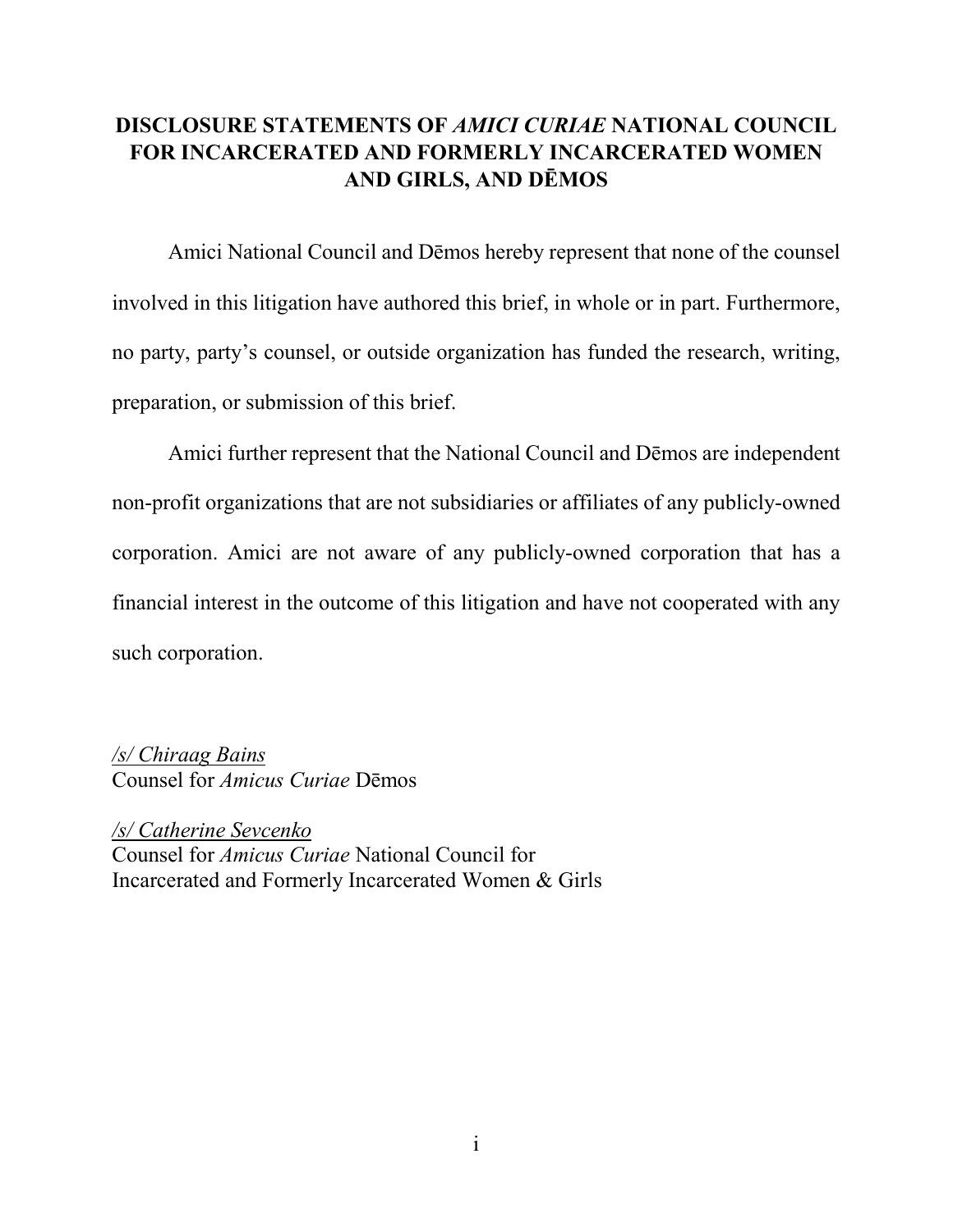# DISCLOSURE STATEMENTS OF *AMICI CURIAE* NATIONAL COUNCIL FOR INCARCERATED AND FORMERLY INCARCERATED WOMEN AND GIRLS, AND DĒMOS

Amici National Council and Dēmos hereby represent that none of the counsel involved in this litigation have authored this brief, in whole or in part. Furthermore, no party, party's counsel, or outside organization has funded the research, writing, preparation, or submission of this brief.

Amici further represent that the National Council and Dēmos are independent non-profit organizations that are not subsidiaries or affiliates of any publicly-owned corporation. Amici are not aware of any publicly-owned corporation that has a financial interest in the outcome of this litigation and have not cooperated with any such corporation.

*/s/ Chiraag Bains*
Counsel for *Amicus Curiae* Dēmos

*/s/ Catherine Sevcenko*
Counsel for *Amicus Curiae* National Council for Incarcerated and Formerly Incarcerated Women & Girls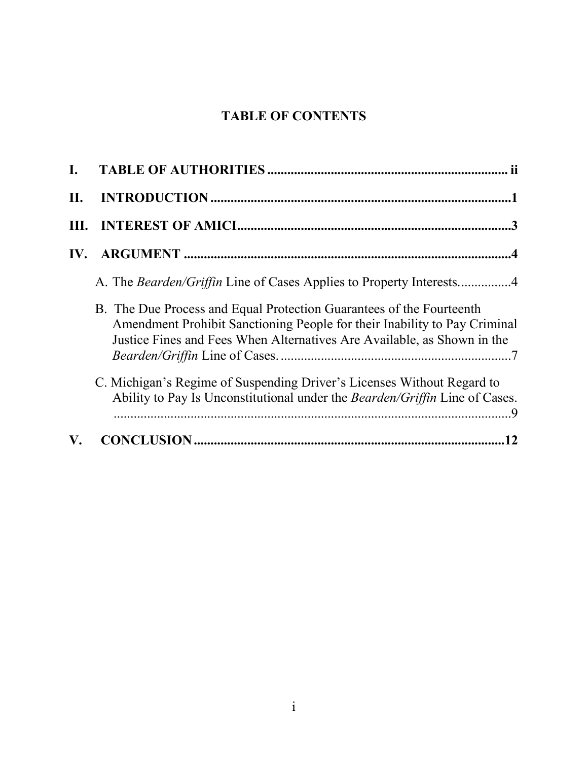# TABLE OF CONTENTS

**I. TABLE OF AUTHORITIES ........................................................................ ii**

**II. INTRODUCTION .......................................................................................1**

**III. INTEREST OF AMICI...................................................................................3**

**IV. ARGUMENT ...................................................................................................4**

A. The *Bearden/Griffin* Line of Cases Applies to Property Interests................4

B. The Due Process and Equal Protection Guarantees of the Fourteenth Amendment Prohibit Sanctioning People for their Inability to Pay Criminal Justice Fines and Fees When Alternatives Are Available, as Shown in the *Bearden/Griffin* Line of Cases. ....................................................................7

C. Michigan's Regime of Suspending Driver's Licenses Without Regard to Ability to Pay Is Unconstitutional under the *Bearden/Griffin* Line of Cases. ........................................................................................................................9

**V. CONCLUSION .............................................................................................12**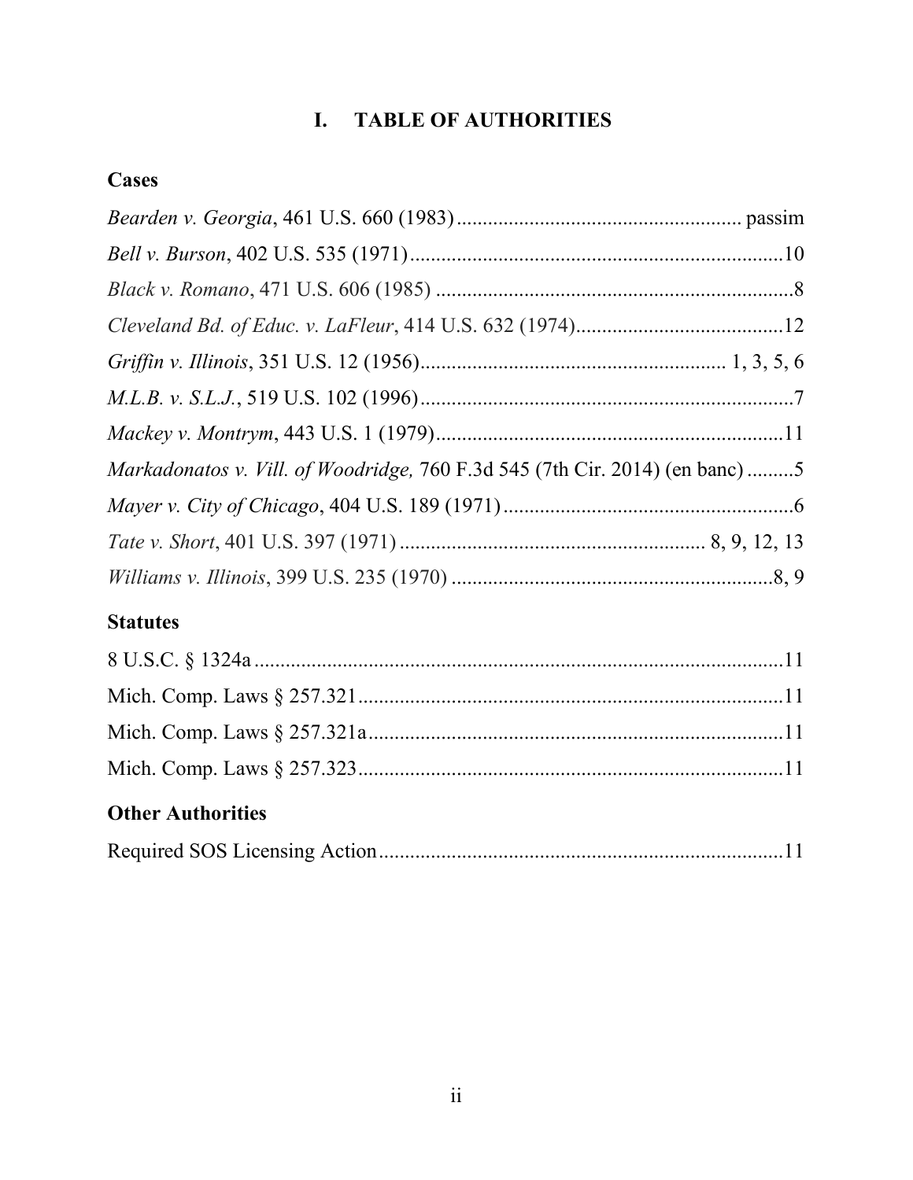# I. TABLE OF AUTHORITIES

## Cases

*Bearden v. Georgia*, 461 U.S. 660 (1983) ...................................................... passim

*Bell v. Burson*, 402 U.S. 535 (1971) ........................................................................10

*Black v. Romano*, 471 U.S. 606 (1985) .....................................................................8

*Cleveland Bd. of Educ. v. LaFleur*, 414 U.S. 632 (1974)........................................12

*Griffin v. Illinois*, 351 U.S. 12 (1956)......................................................... 1, 3, 5, 6

*M.L.B. v. S.L.J.*, 519 U.S. 102 (1996) ........................................................................7

*Mackey v. Montrym*, 443 U.S. 1 (1979) ...................................................................11

*Markadonatos v. Vill. of Woodridge,* 760 F.3d 545 (7th Cir. 2014) (en banc) .........5

*Mayer v. City of Chicago*, 404 U.S. 189 (1971) .........................................................6

*Tate v. Short*, 401 U.S. 397 (1971) ........................................................... 8, 9, 12, 13

*Williams v. Illinois*, 399 U.S. 235 (1970) ..............................................................8, 9

## Statutes

8 U.S.C. § 1324a .......................................................................................................11

Mich. Comp. Laws § 257.321 ..................................................................................11

Mich. Comp. Laws § 257.321a ................................................................................11

Mich. Comp. Laws § 257.323 ..................................................................................11

## Other Authorities

Required SOS Licensing Action ..............................................................................11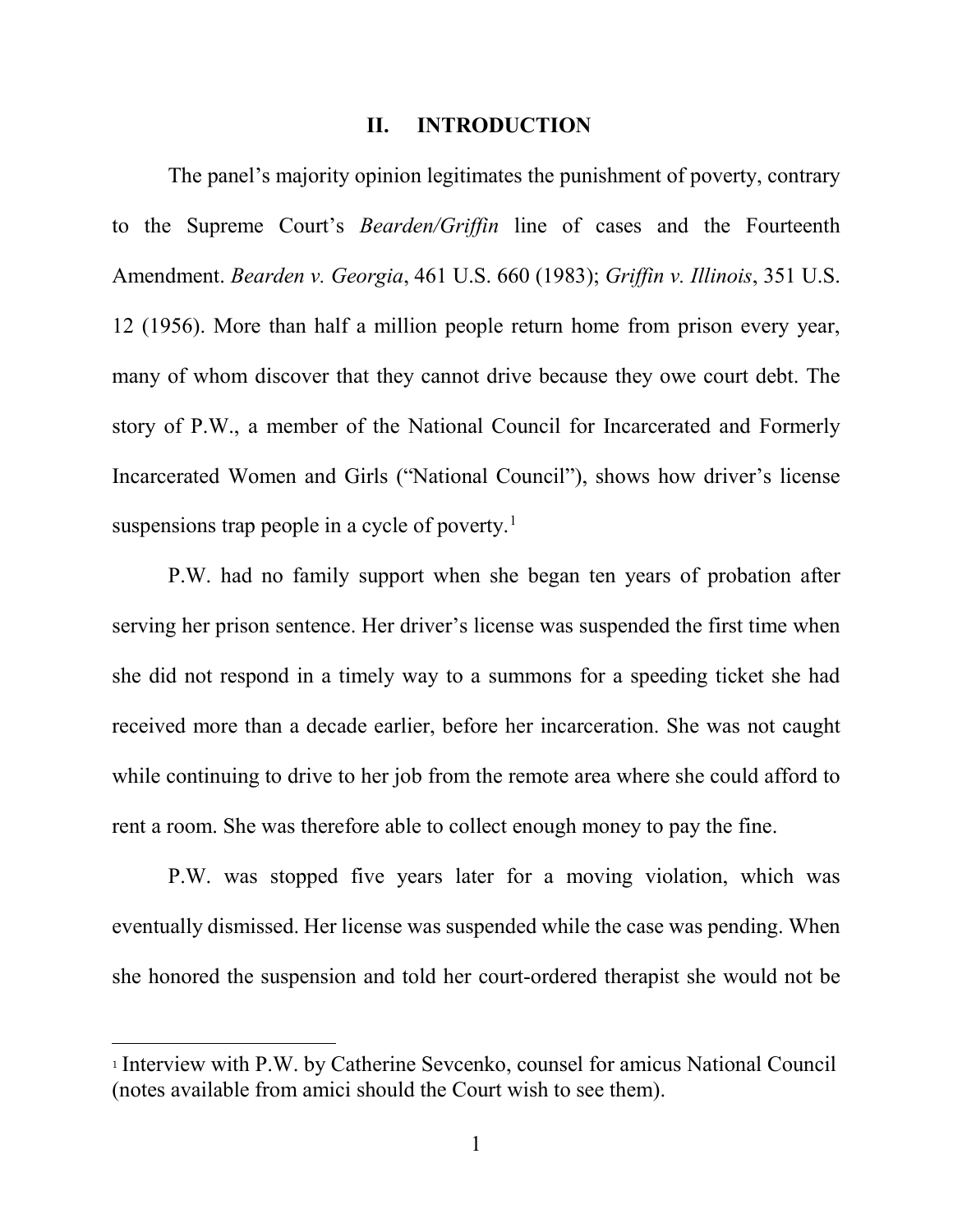## II. INTRODUCTION

The panel's majority opinion legitimates the punishment of poverty, contrary to the Supreme Court's *Bearden/Griffin* line of cases and the Fourteenth Amendment. *Bearden v. Georgia*, 461 U.S. 660 (1983); *Griffin v. Illinois*, 351 U.S. 12 (1956). More than half a million people return home from prison every year, many of whom discover that they cannot drive because they owe court debt. The story of P.W., a member of the National Council for Incarcerated and Formerly Incarcerated Women and Girls ("National Council"), shows how driver's license suspensions trap people in a cycle of poverty.[1]

P.W. had no family support when she began ten years of probation after serving her prison sentence. Her driver's license was suspended the first time when she did not respond in a timely way to a summons for a speeding ticket she had received more than a decade earlier, before her incarceration. She was not caught while continuing to drive to her job from the remote area where she could afford to rent a room. She was therefore able to collect enough money to pay the fine.

P.W. was stopped five years later for a moving violation, which was eventually dismissed. Her license was suspended while the case was pending. When she honored the suspension and told her court-ordered therapist she would not be

[1] Interview with P.W. by Catherine Sevcenko, counsel for amicus National Council (notes available from amici should the Court wish to see them).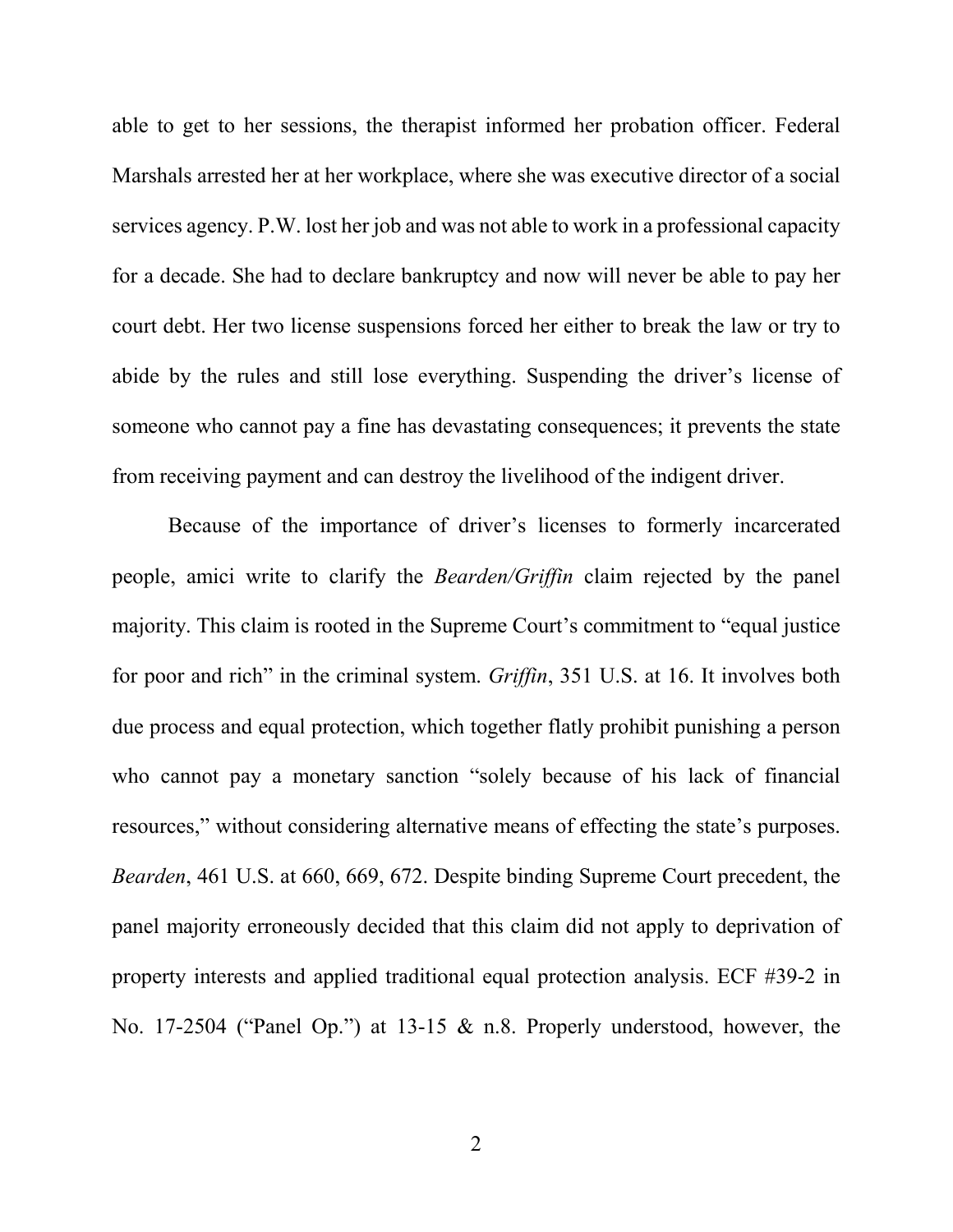able to get to her sessions, the therapist informed her probation officer. Federal Marshals arrested her at her workplace, where she was executive director of a social services agency. P.W. lost her job and was not able to work in a professional capacity for a decade. She had to declare bankruptcy and now will never be able to pay her court debt. Her two license suspensions forced her either to break the law or try to abide by the rules and still lose everything. Suspending the driver's license of someone who cannot pay a fine has devastating consequences; it prevents the state from receiving payment and can destroy the livelihood of the indigent driver.

Because of the importance of driver's licenses to formerly incarcerated people, amici write to clarify the *Bearden/Griffin* claim rejected by the panel majority. This claim is rooted in the Supreme Court's commitment to "equal justice for poor and rich" in the criminal system. *Griffin*, 351 U.S. at 16. It involves both due process and equal protection, which together flatly prohibit punishing a person who cannot pay a monetary sanction "solely because of his lack of financial resources," without considering alternative means of effecting the state's purposes. *Bearden*, 461 U.S. at 660, 669, 672. Despite binding Supreme Court precedent, the panel majority erroneously decided that this claim did not apply to deprivation of property interests and applied traditional equal protection analysis. ECF #39-2 in No. 17-2504 ("Panel Op.") at 13-15 & n.8. Properly understood, however, the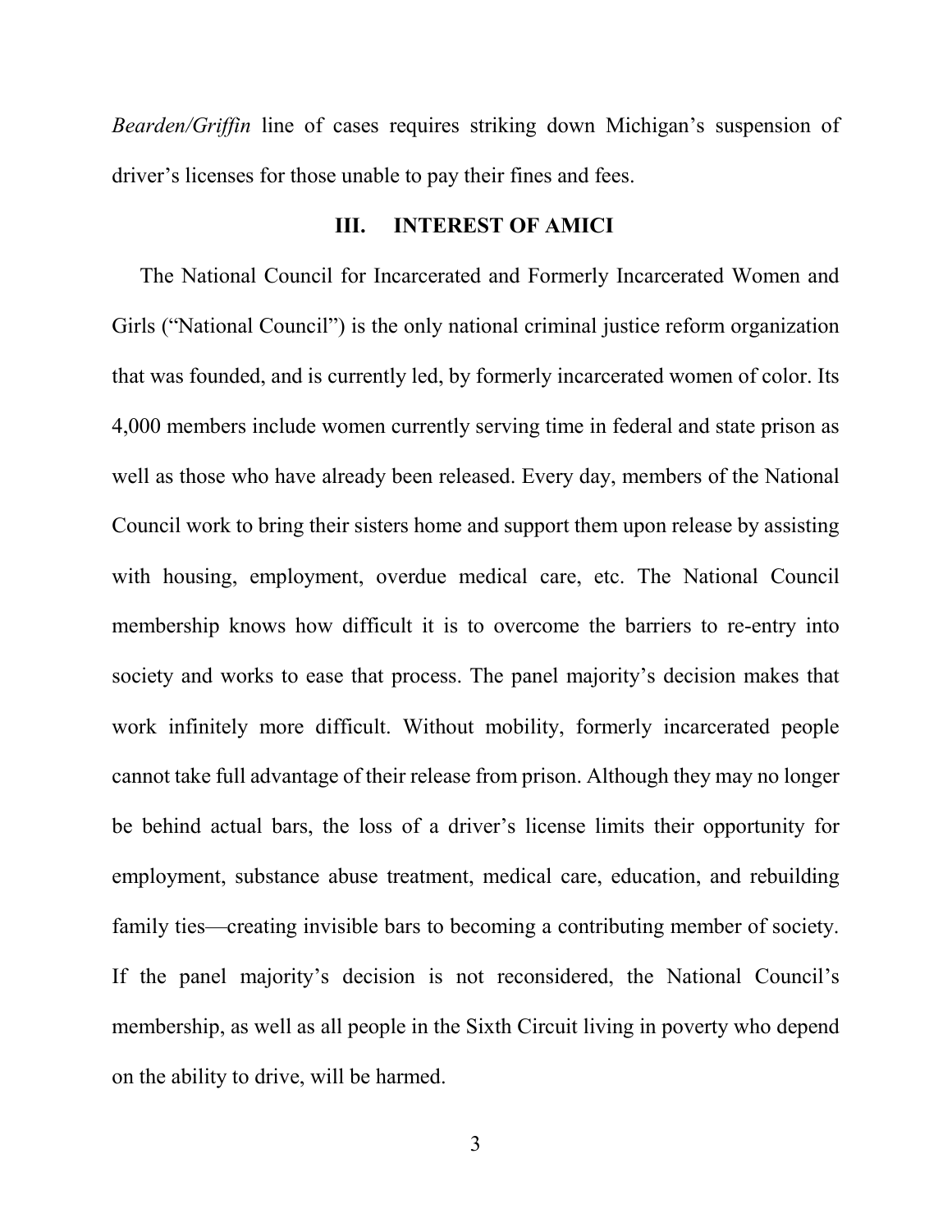*Bearden/Griffin* line of cases requires striking down Michigan's suspension of driver's licenses for those unable to pay their fines and fees.

## III. INTEREST OF AMICI

The National Council for Incarcerated and Formerly Incarcerated Women and Girls ("National Council") is the only national criminal justice reform organization that was founded, and is currently led, by formerly incarcerated women of color. Its 4,000 members include women currently serving time in federal and state prison as well as those who have already been released. Every day, members of the National Council work to bring their sisters home and support them upon release by assisting with housing, employment, overdue medical care, etc. The National Council membership knows how difficult it is to overcome the barriers to re-entry into society and works to ease that process. The panel majority's decision makes that work infinitely more difficult. Without mobility, formerly incarcerated people cannot take full advantage of their release from prison. Although they may no longer be behind actual bars, the loss of a driver's license limits their opportunity for employment, substance abuse treatment, medical care, education, and rebuilding family ties—creating invisible bars to becoming a contributing member of society. If the panel majority's decision is not reconsidered, the National Council's membership, as well as all people in the Sixth Circuit living in poverty who depend on the ability to drive, will be harmed.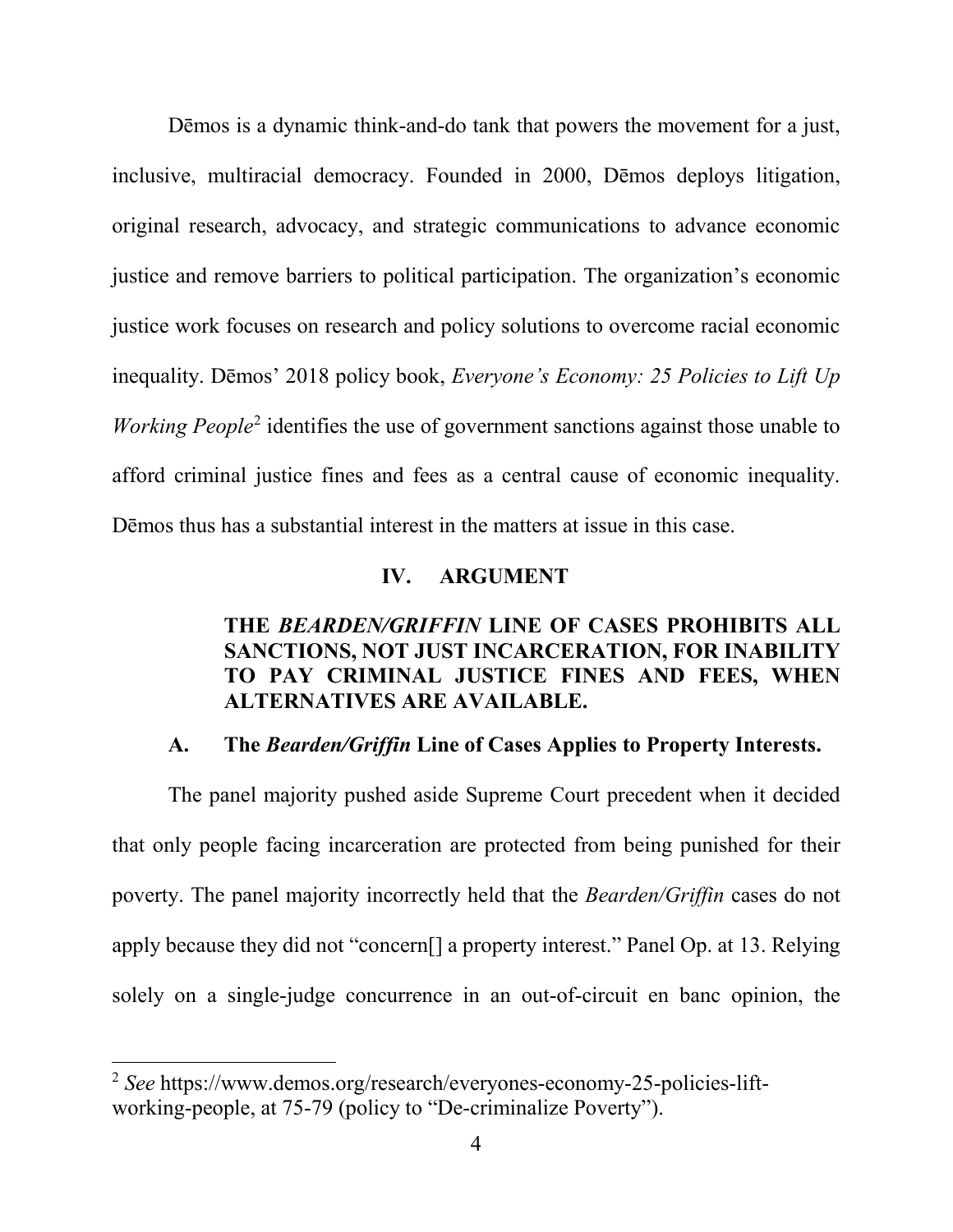Dēmos is a dynamic think-and-do tank that powers the movement for a just, inclusive, multiracial democracy. Founded in 2000, Dēmos deploys litigation, original research, advocacy, and strategic communications to advance economic justice and remove barriers to political participation. The organization's economic justice work focuses on research and policy solutions to overcome racial economic inequality. Dēmos' 2018 policy book, *Everyone's Economy: 25 Policies to Lift Up Working People*[2] identifies the use of government sanctions against those unable to afford criminal justice fines and fees as a central cause of economic inequality. Dēmos thus has a substantial interest in the matters at issue in this case.

## IV. ARGUMENT

### THE *BEARDEN/GRIFFIN* LINE OF CASES PROHIBITS ALL SANCTIONS, NOT JUST INCARCERATION, FOR INABILITY TO PAY CRIMINAL JUSTICE FINES AND FEES, WHEN ALTERNATIVES ARE AVAILABLE.

### A. The *Bearden/Griffin* Line of Cases Applies to Property Interests.

The panel majority pushed aside Supreme Court precedent when it decided that only people facing incarceration are protected from being punished for their poverty. The panel majority incorrectly held that the *Bearden/Griffin* cases do not apply because they did not "concern[] a property interest." Panel Op. at 13. Relying solely on a single-judge concurrence in an out-of-circuit en banc opinion, the

---

[2] *See* https://www.demos.org/research/everyones-economy-25-policies-lift-working-people, at 75-79 (policy to "De-criminalize Poverty").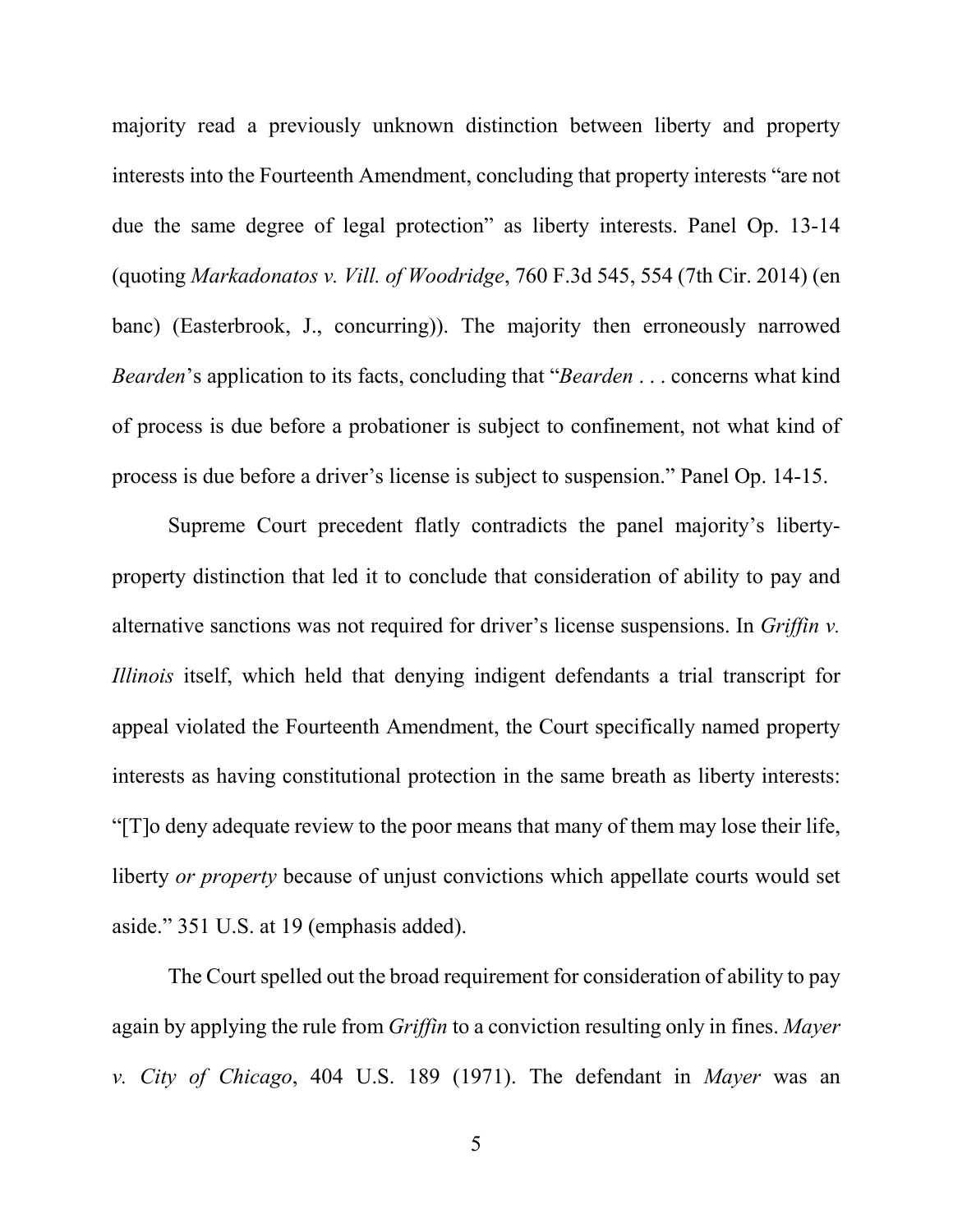majority read a previously unknown distinction between liberty and property interests into the Fourteenth Amendment, concluding that property interests "are not due the same degree of legal protection" as liberty interests. Panel Op. 13-14 (quoting *Markadonatos v. Vill. of Woodridge*, 760 F.3d 545, 554 (7th Cir. 2014) (en banc) (Easterbrook, J., concurring)). The majority then erroneously narrowed *Bearden*'s application to its facts, concluding that "*Bearden* . . . concerns what kind of process is due before a probationer is subject to confinement, not what kind of process is due before a driver's license is subject to suspension." Panel Op. 14-15.

Supreme Court precedent flatly contradicts the panel majority's liberty-property distinction that led it to conclude that consideration of ability to pay and alternative sanctions was not required for driver's license suspensions. In *Griffin v. Illinois* itself, which held that denying indigent defendants a trial transcript for appeal violated the Fourteenth Amendment, the Court specifically named property interests as having constitutional protection in the same breath as liberty interests: "[T]o deny adequate review to the poor means that many of them may lose their life, liberty *or property* because of unjust convictions which appellate courts would set aside." 351 U.S. at 19 (emphasis added).

The Court spelled out the broad requirement for consideration of ability to pay again by applying the rule from *Griffin* to a conviction resulting only in fines. *Mayer v. City of Chicago*, 404 U.S. 189 (1971). The defendant in *Mayer* was an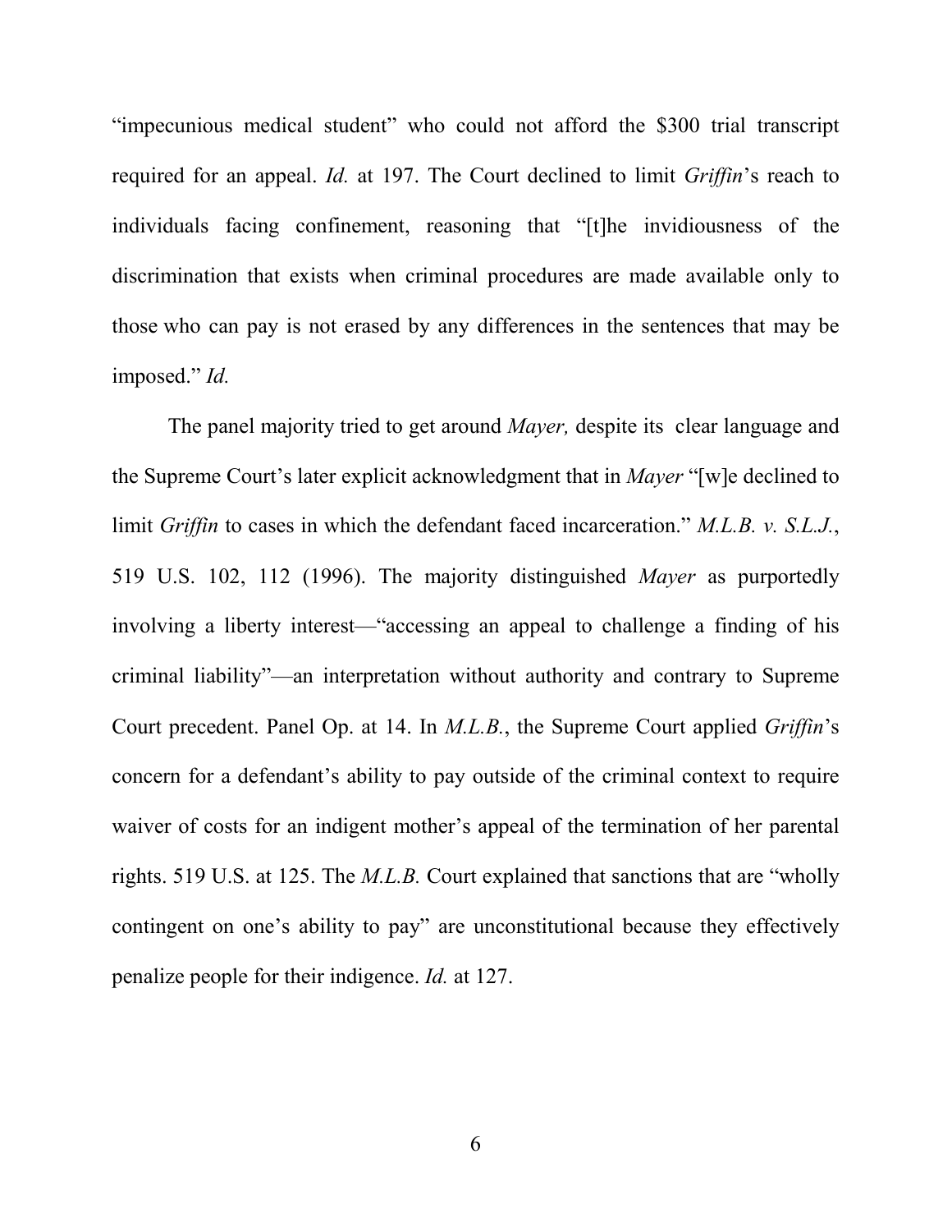"impecunious medical student" who could not afford the $300 trial transcript required for an appeal. *Id.* at 197. The Court declined to limit *Griffin*'s reach to individuals facing confinement, reasoning that "[t]he invidiousness of the discrimination that exists when criminal procedures are made available only to those who can pay is not erased by any differences in the sentences that may be imposed." *Id.*

The panel majority tried to get around *Mayer,* despite its clear language and the Supreme Court's later explicit acknowledgment that in *Mayer* "[w]e declined to limit *Griffin* to cases in which the defendant faced incarceration." *M.L.B. v. S.L.J.*, 519 U.S. 102, 112 (1996). The majority distinguished *Mayer* as purportedly involving a liberty interest—"accessing an appeal to challenge a finding of his criminal liability"—an interpretation without authority and contrary to Supreme Court precedent. Panel Op. at 14. In *M.L.B.*, the Supreme Court applied *Griffin*'s concern for a defendant's ability to pay outside of the criminal context to require waiver of costs for an indigent mother's appeal of the termination of her parental rights. 519 U.S. at 125. The *M.L.B.* Court explained that sanctions that are "wholly contingent on one's ability to pay" are unconstitutional because they effectively penalize people for their indigence. *Id.* at 127.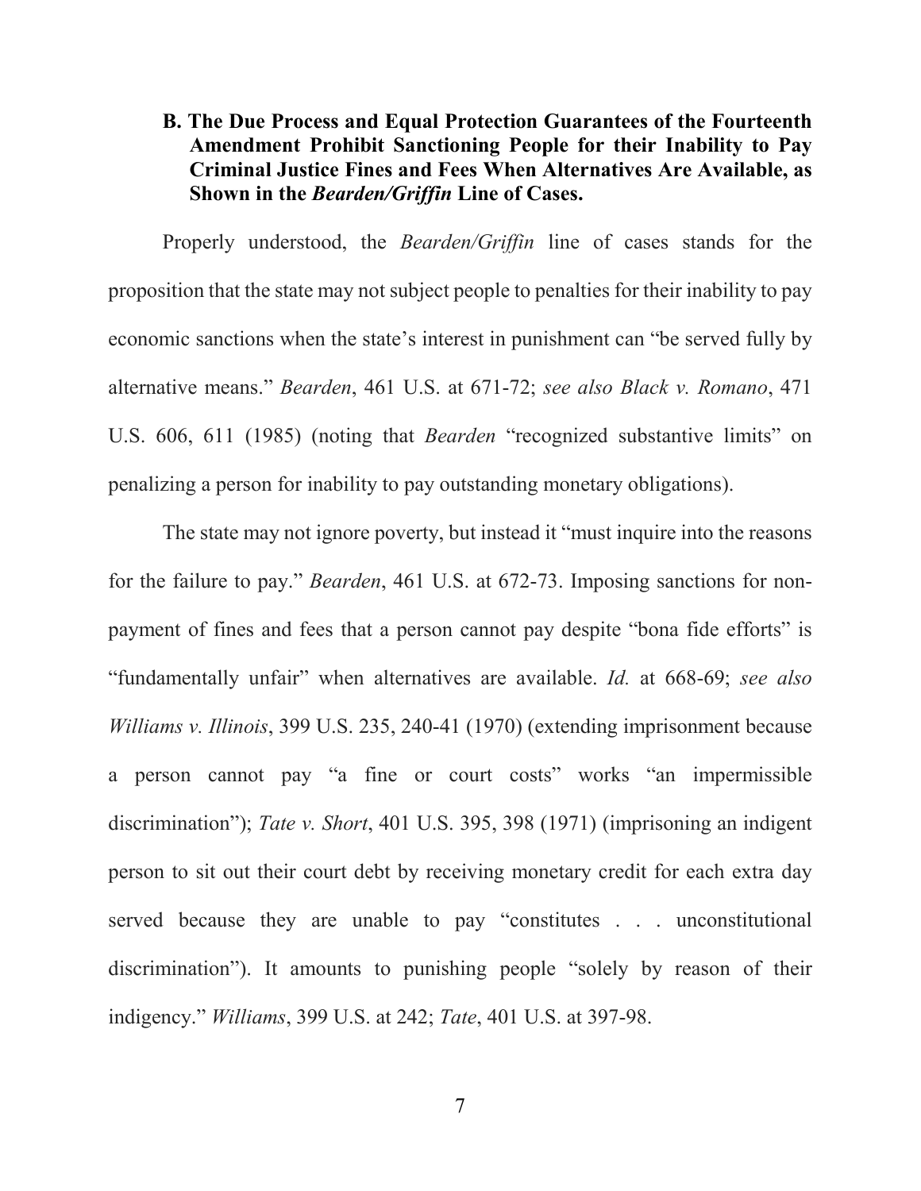### B. The Due Process and Equal Protection Guarantees of the Fourteenth Amendment Prohibit Sanctioning People for their Inability to Pay Criminal Justice Fines and Fees When Alternatives Are Available, as Shown in the *Bearden/Griffin* Line of Cases.

Properly understood, the *Bearden/Griffin* line of cases stands for the proposition that the state may not subject people to penalties for their inability to pay economic sanctions when the state's interest in punishment can "be served fully by alternative means." *Bearden*, 461 U.S. at 671-72; *see also Black v. Romano*, 471 U.S. 606, 611 (1985) (noting that *Bearden* "recognized substantive limits" on penalizing a person for inability to pay outstanding monetary obligations).

The state may not ignore poverty, but instead it "must inquire into the reasons for the failure to pay." *Bearden*, 461 U.S. at 672-73. Imposing sanctions for non-payment of fines and fees that a person cannot pay despite "bona fide efforts" is "fundamentally unfair" when alternatives are available. *Id.* at 668-69; *see also Williams v. Illinois*, 399 U.S. 235, 240-41 (1970) (extending imprisonment because a person cannot pay "a fine or court costs" works "an impermissible discrimination"); *Tate v. Short*, 401 U.S. 395, 398 (1971) (imprisoning an indigent person to sit out their court debt by receiving monetary credit for each extra day served because they are unable to pay "constitutes . . . unconstitutional discrimination"). It amounts to punishing people "solely by reason of their indigency." *Williams*, 399 U.S. at 242; *Tate*, 401 U.S. at 397-98.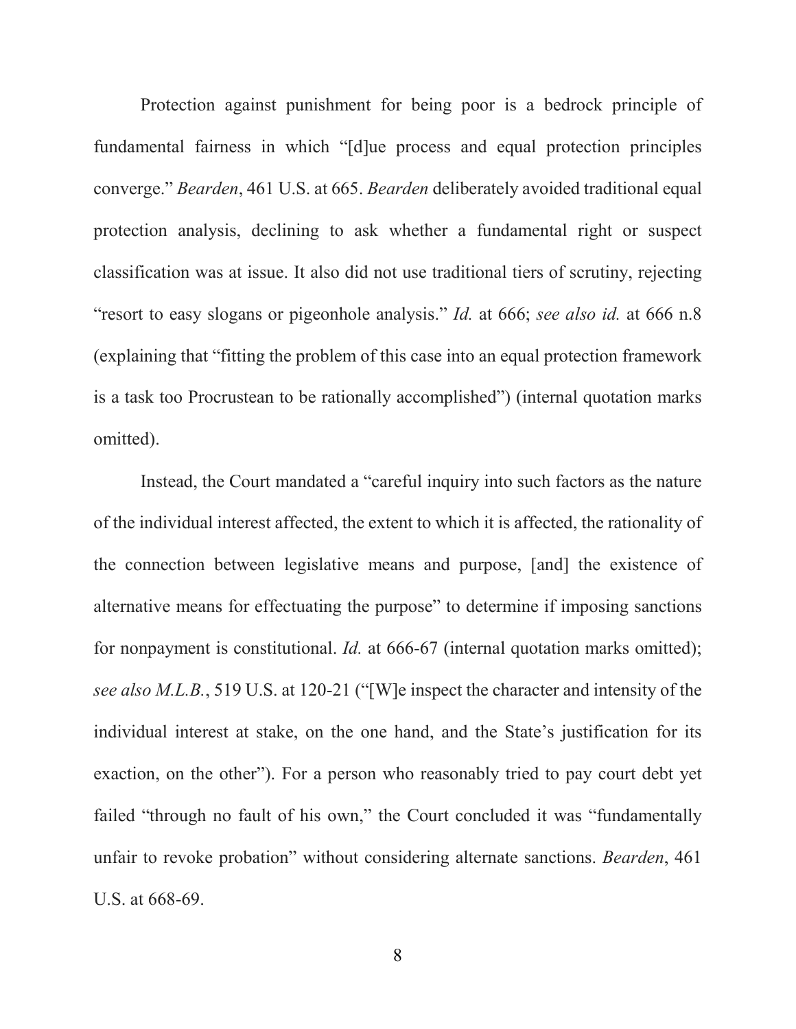Protection against punishment for being poor is a bedrock principle of fundamental fairness in which "[d]ue process and equal protection principles converge." *Bearden*, 461 U.S. at 665. *Bearden* deliberately avoided traditional equal protection analysis, declining to ask whether a fundamental right or suspect classification was at issue. It also did not use traditional tiers of scrutiny, rejecting "resort to easy slogans or pigeonhole analysis." *Id.* at 666; *see also id.* at 666 n.8 (explaining that "fitting the problem of this case into an equal protection framework is a task too Procrustean to be rationally accomplished") (internal quotation marks omitted).

Instead, the Court mandated a "careful inquiry into such factors as the nature of the individual interest affected, the extent to which it is affected, the rationality of the connection between legislative means and purpose, [and] the existence of alternative means for effectuating the purpose" to determine if imposing sanctions for nonpayment is constitutional. *Id.* at 666-67 (internal quotation marks omitted); *see also M.L.B.*, 519 U.S. at 120-21 ("[W]e inspect the character and intensity of the individual interest at stake, on the one hand, and the State's justification for its exaction, on the other"). For a person who reasonably tried to pay court debt yet failed "through no fault of his own," the Court concluded it was "fundamentally unfair to revoke probation" without considering alternate sanctions. *Bearden*, 461 U.S. at 668-69.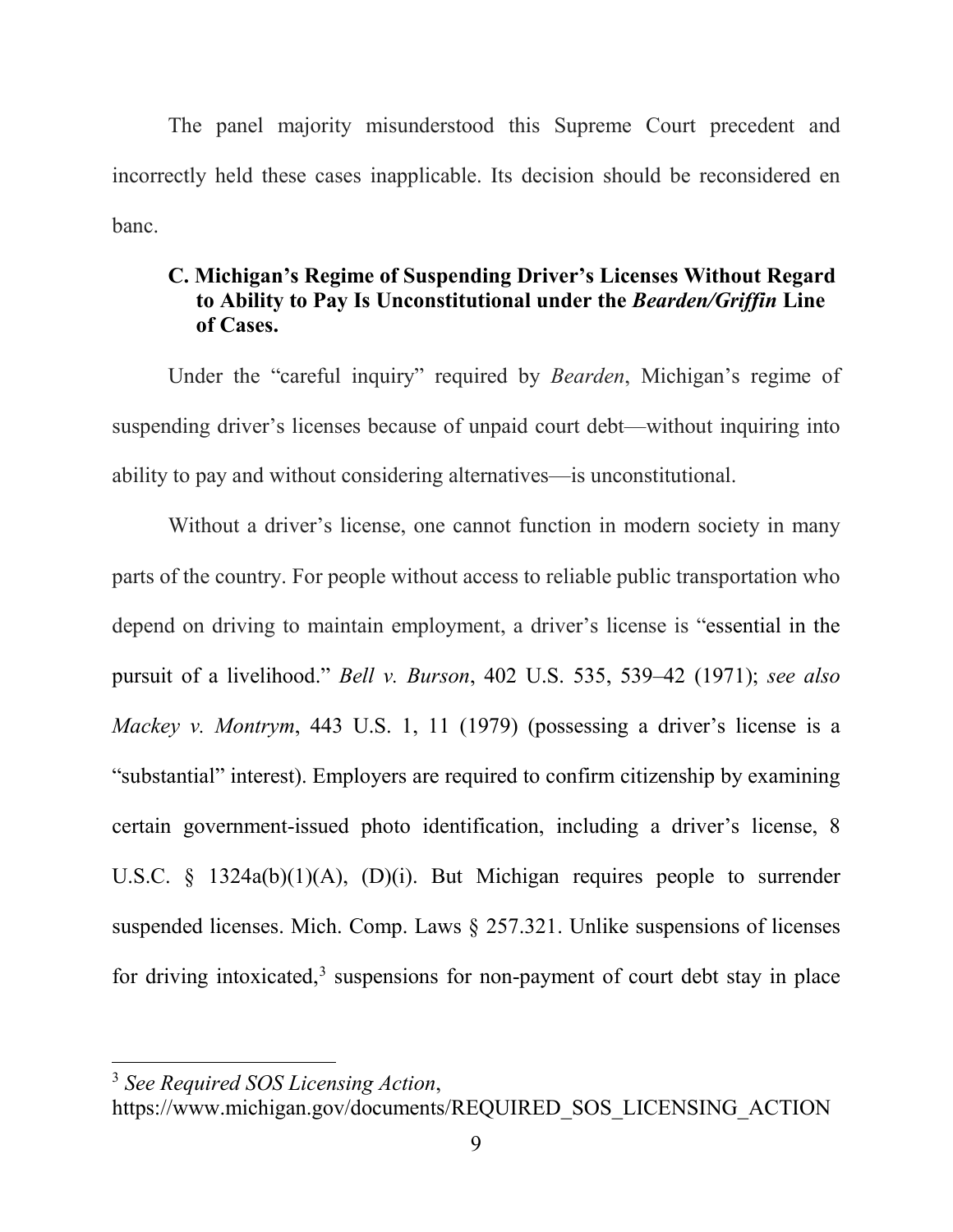The panel majority misunderstood this Supreme Court precedent and incorrectly held these cases inapplicable. Its decision should be reconsidered en banc.

### C. Michigan's Regime of Suspending Driver's Licenses Without Regard to Ability to Pay Is Unconstitutional under the *Bearden/Griffin* Line of Cases.

Under the "careful inquiry" required by *Bearden*, Michigan's regime of suspending driver's licenses because of unpaid court debt—without inquiring into ability to pay and without considering alternatives—is unconstitutional.

Without a driver's license, one cannot function in modern society in many parts of the country. For people without access to reliable public transportation who depend on driving to maintain employment, a driver's license is "essential in the pursuit of a livelihood." *Bell v. Burson*, 402 U.S. 535, 539–42 (1971); *see also Mackey v. Montrym*, 443 U.S. 1, 11 (1979) (possessing a driver's license is a "substantial" interest). Employers are required to confirm citizenship by examining certain government-issued photo identification, including a driver's license, 8 U.S.C. § 1324a(b)(1)(A), (D)(i). But Michigan requires people to surrender suspended licenses. Mich. Comp. Laws § 257.321. Unlike suspensions of licenses for driving intoxicated,[3] suspensions for non-payment of court debt stay in place

---

[3] *See Required SOS Licensing Action*, https://www.michigan.gov/documents/REQUIRED_SOS_LICENSING_ACTION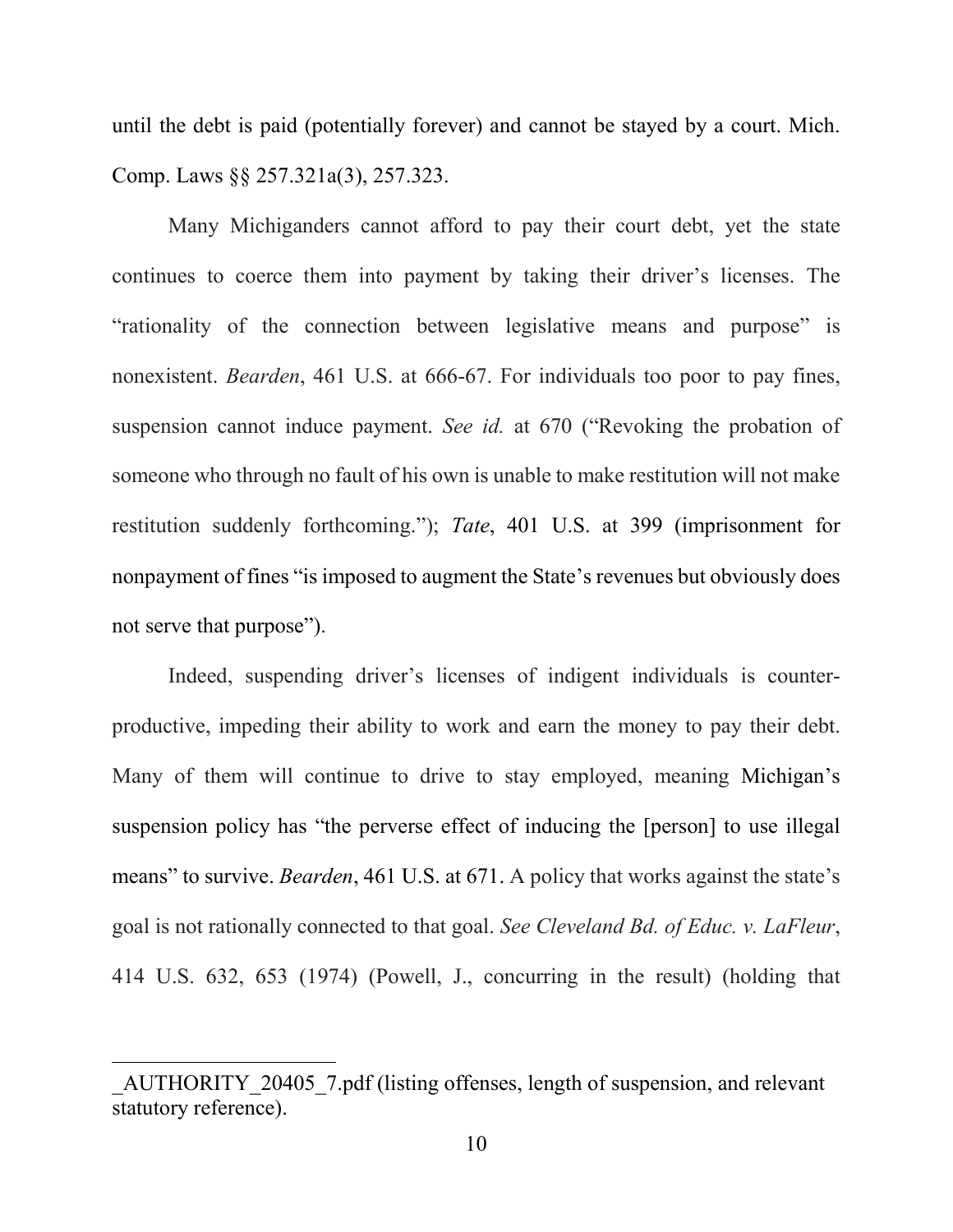until the debt is paid (potentially forever) and cannot be stayed by a court. Mich. Comp. Laws §§ 257.321a(3), 257.323.

Many Michiganders cannot afford to pay their court debt, yet the state continues to coerce them into payment by taking their driver's licenses. The "rationality of the connection between legislative means and purpose" is nonexistent. *Bearden*, 461 U.S. at 666-67. For individuals too poor to pay fines, suspension cannot induce payment. *See id.* at 670 ("Revoking the probation of someone who through no fault of his own is unable to make restitution will not make restitution suddenly forthcoming."); *Tate*, 401 U.S. at 399 (imprisonment for nonpayment of fines "is imposed to augment the State's revenues but obviously does not serve that purpose").

Indeed, suspending driver's licenses of indigent individuals is counter-productive, impeding their ability to work and earn the money to pay their debt. Many of them will continue to drive to stay employed, meaning Michigan's suspension policy has "the perverse effect of inducing the [person] to use illegal means" to survive. *Bearden*, 461 U.S. at 671. A policy that works against the state's goal is not rationally connected to that goal. *See Cleveland Bd. of Educ. v. LaFleur*, 414 U.S. 632, 653 (1974) (Powell, J., concurring in the result) (holding that

---

_AUTHORITY_20405_7.pdf (listing offenses, length of suspension, and relevant statutory reference).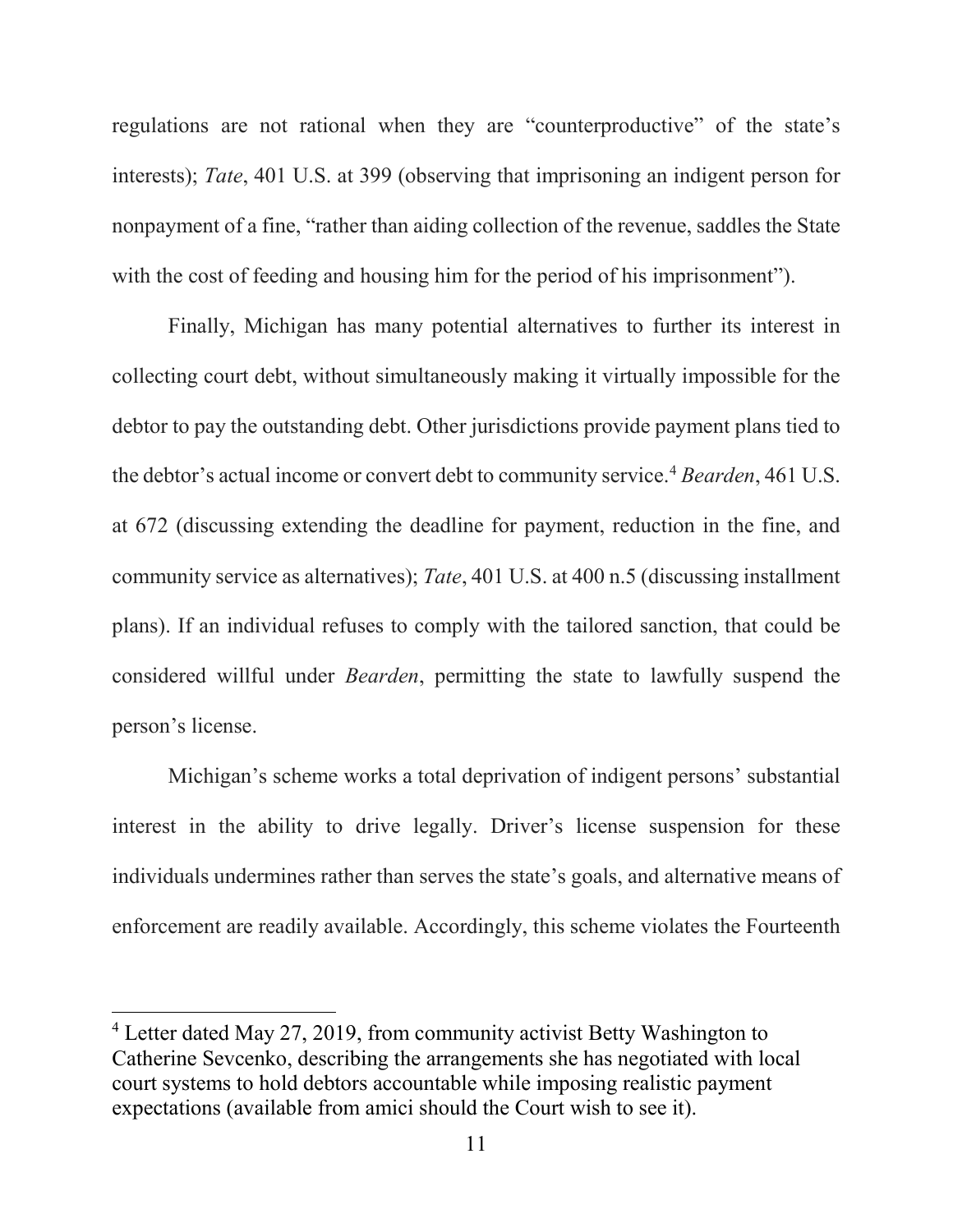regulations are not rational when they are "counterproductive" of the state's interests); *Tate*, 401 U.S. at 399 (observing that imprisoning an indigent person for nonpayment of a fine, "rather than aiding collection of the revenue, saddles the State with the cost of feeding and housing him for the period of his imprisonment").

Finally, Michigan has many potential alternatives to further its interest in collecting court debt, without simultaneously making it virtually impossible for the debtor to pay the outstanding debt. Other jurisdictions provide payment plans tied to the debtor's actual income or convert debt to community service.[4] *Bearden*, 461 U.S. at 672 (discussing extending the deadline for payment, reduction in the fine, and community service as alternatives); *Tate*, 401 U.S. at 400 n.5 (discussing installment plans). If an individual refuses to comply with the tailored sanction, that could be considered willful under *Bearden*, permitting the state to lawfully suspend the person's license.

Michigan's scheme works a total deprivation of indigent persons' substantial interest in the ability to drive legally. Driver's license suspension for these individuals undermines rather than serves the state's goals, and alternative means of enforcement are readily available. Accordingly, this scheme violates the Fourteenth

[4] Letter dated May 27, 2019, from community activist Betty Washington to Catherine Sevcenko, describing the arrangements she has negotiated with local court systems to hold debtors accountable while imposing realistic payment expectations (available from amici should the Court wish to see it).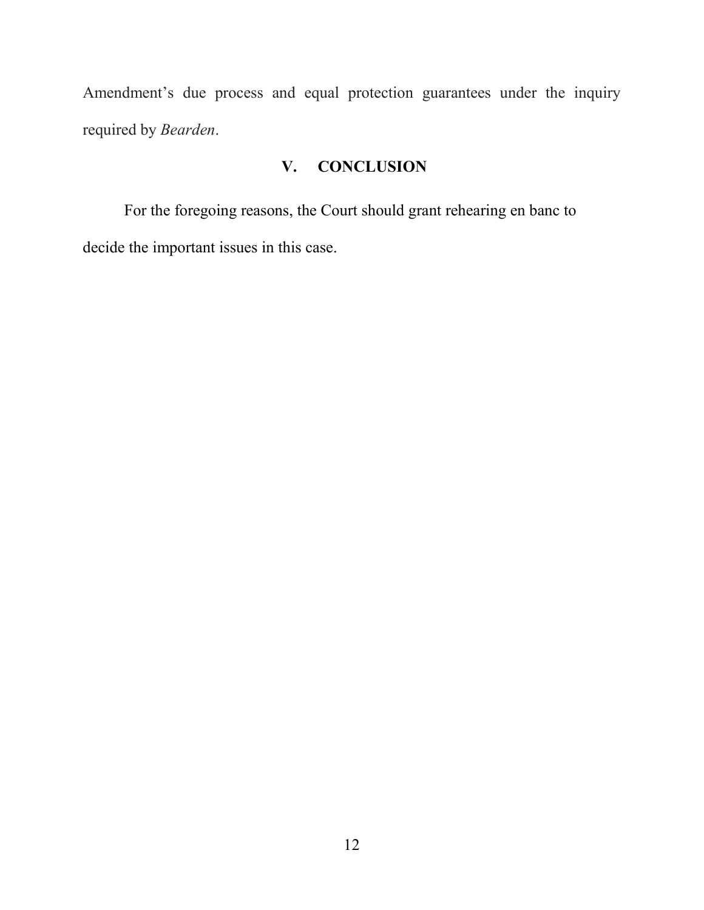Amendment's due process and equal protection guarantees under the inquiry required by *Bearden*.

## V. CONCLUSION

For the foregoing reasons, the Court should grant rehearing en banc to decide the important issues in this case.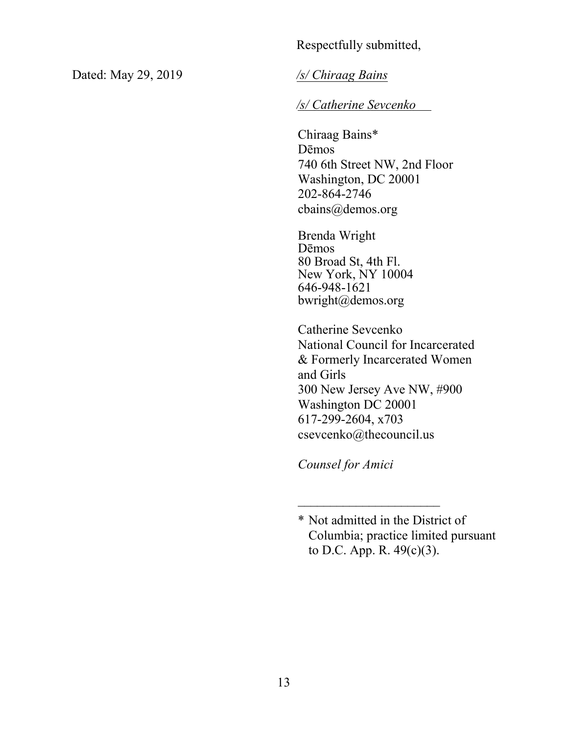Respectfully submitted,

Dated: May 29, 2019

*/s/ Chiraag Bains*

*/s/ Catherine Sevcenko*

Chiraag Bains*  
Dēmos  
740 6th Street NW, 2nd Floor  
Washington, DC 20001  
202-864-2746  
cbains@demos.org

Brenda Wright  
Dēmos  
80 Broad St, 4th Fl.  
New York, NY 10004  
646-948-1621  
bwright@demos.org

Catherine Sevcenko  
National Council for Incarcerated & Formerly Incarcerated Women and Girls  
300 New Jersey Ave NW, #900  
Washington DC 20001  
617-299-2604, x703  
csevcenko@thecouncil.us

*Counsel for Amici*

---

\* Not admitted in the District of Columbia; practice limited pursuant to D.C. App. R. 49(c)(3).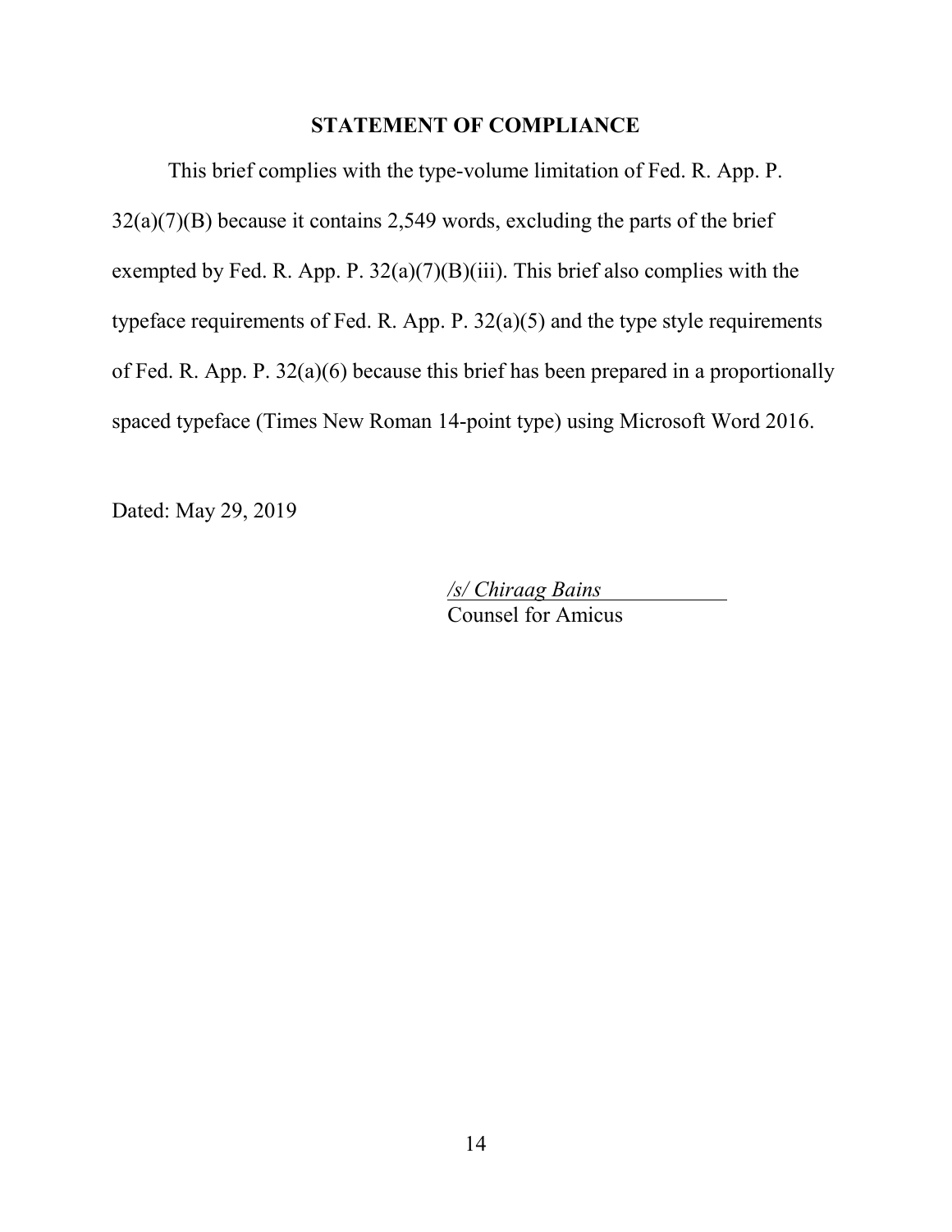## STATEMENT OF COMPLIANCE

This brief complies with the type-volume limitation of Fed. R. App. P. 32(a)(7)(B) because it contains 2,549 words, excluding the parts of the brief exempted by Fed. R. App. P. 32(a)(7)(B)(iii). This brief also complies with the typeface requirements of Fed. R. App. P. 32(a)(5) and the type style requirements of Fed. R. App. P. 32(a)(6) because this brief has been prepared in a proportionally spaced typeface (Times New Roman 14-point type) using Microsoft Word 2016.

Dated: May 29, 2019

*/s/ Chiraag Bains*
Counsel for Amicus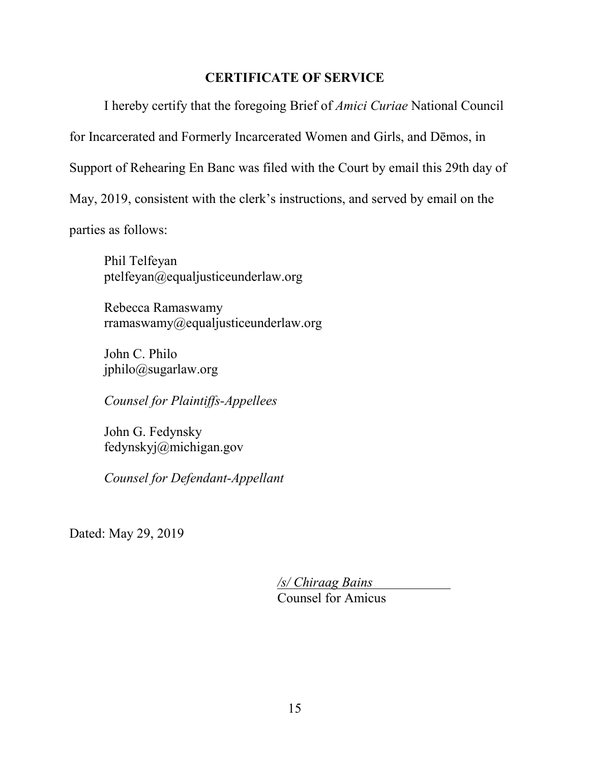## CERTIFICATE OF SERVICE

I hereby certify that the foregoing Brief of *Amici Curiae* National Council for Incarcerated and Formerly Incarcerated Women and Girls, and Dēmos, in Support of Rehearing En Banc was filed with the Court by email this 29th day of May, 2019, consistent with the clerk's instructions, and served by email on the parties as follows:

Phil Telfeyan
ptelfeyan@equaljusticeunderlaw.org

Rebecca Ramaswamy
rramaswamy@equaljusticeunderlaw.org

John C. Philo
jphilo@sugarlaw.org

*Counsel for Plaintiffs-Appellees*

John G. Fedynsky
fedynskyj@michigan.gov

*Counsel for Defendant-Appellant*

Dated: May 29, 2019

*/s/ Chiraag Bains*
Counsel for Amicus